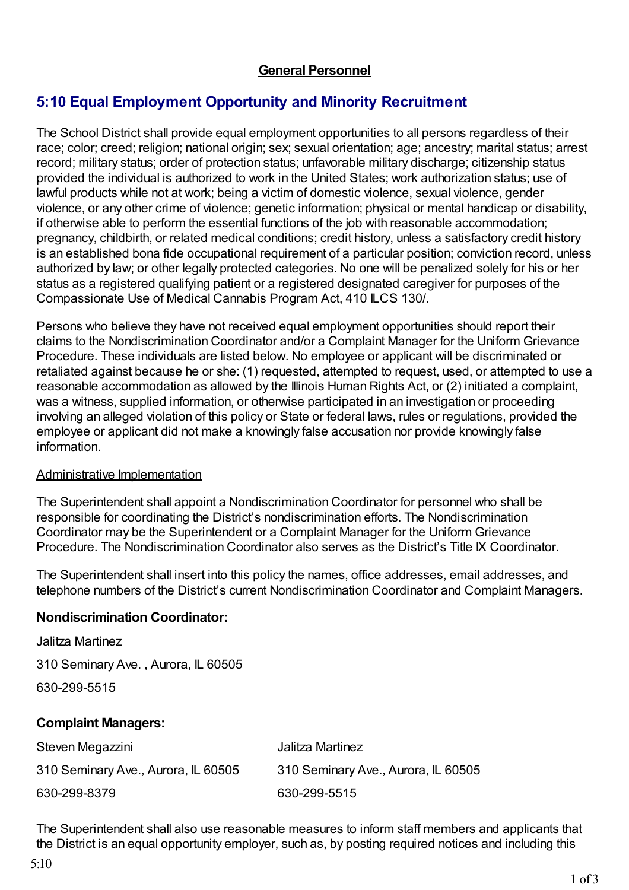**General Personnel**

## 5:10 Equal Employment Opportunity and Minority Recruitment

The School District shall provide equal employment opportunities to all persons regardless of their race; color; creed; religion; national origin; sex; sexual orientation; age; ancestry; marital status; arrest record; military status; order of protection status; unfavorable military discharge; citizenship status provided the individual is authorized to work in the United States; work authorization status; use of lawful products while not at work; being a victim of domestic violence, sexual violence, gender violence, or any other crime of violence; genetic information; physical or mental handicap or disability, if otherwise able to perform the essential functions of the job with reasonable accommodation; pregnancy, childbirth, or related medical conditions; credit history, unless a satisfactory credit history is an established bona fide occupational requirement of a particular position; conviction record, unless authorized by law; or other legally protected categories. No one will be penalized solely for his or her status as a registered qualifying patient or a registered designated caregiver for purposes of the Compassionate Use of Medical Cannabis Program Act, 410 ILCS 130/.

Persons who believe they have not received equal employment opportunities should report their claims to the Nondiscrimination Coordinator and/or a Complaint Manager for the Uniform Grievance Procedure. These individuals are listed below. No employee or applicant will be discriminated or retaliated against because he or she: (1) requested, attempted to request, used, or attempted to use a reasonable accommodation as allowed by the Illinois Human Rights Act, or (2) initiated a complaint, was a witness, supplied information, or otherwise participated in an investigation or proceeding involving an alleged violation of this policy or State or federal laws, rules or regulations, provided the employee or applicant did not make a knowingly false accusation nor provide knowingly false information.

<u>Administrative Implementation</u>

The Superintendent shall appoint a Nondiscrimination Coordinator for personnel who shall be responsible for coordinating the District's nondiscrimination efforts. The Nondiscrimination Coordinator may be the Superintendent or a Complaint Manager for the Uniform Grievance Procedure. The Nondiscrimination Coordinator also serves as the District's Title IX Coordinator.

The Superintendent shall insert into this policy the names, office addresses, email addresses, and telephone numbers of the District's current Nondiscrimination Coordinator and Complaint Managers.

**Nondiscrimination Coordinator:**

Jalitza Martinez

310 Seminary Ave. , Aurora, IL 60505

630-299-5515

**Complaint Managers:**

| | |
|---|---|
| Steven Megazzini | Jalitza Martinez |
| 310 Seminary Ave., Aurora, IL 60505 | 310 Seminary Ave., Aurora, IL 60505 |
| 630-299-8379 | 630-299-5515 |

The Superintendent shall also use reasonable measures to inform staff members and applicants that the District is an equal opportunity employer, such as, by posting required notices and including this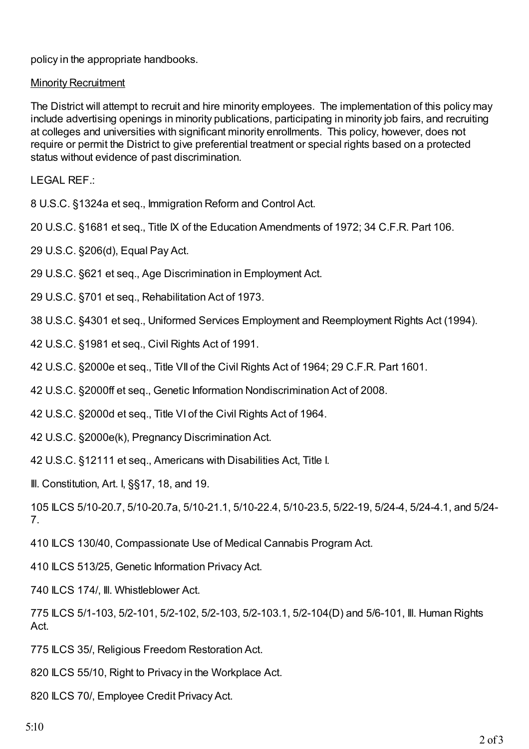policy in the appropriate handbooks.

Minority Recruitment

The District will attempt to recruit and hire minority employees. The implementation of this policy may include advertising openings in minority publications, participating in minority job fairs, and recruiting at colleges and universities with significant minority enrollments. This policy, however, does not require or permit the District to give preferential treatment or special rights based on a protected status without evidence of past discrimination.

LEGAL REF.:

8 U.S.C. §1324a et seq., Immigration Reform and Control Act.

20 U.S.C. §1681 et seq., Title IX of the Education Amendments of 1972; 34 C.F.R. Part 106.

29 U.S.C. §206(d), Equal Pay Act.

29 U.S.C. §621 et seq., Age Discrimination in Employment Act.

29 U.S.C. §701 et seq., Rehabilitation Act of 1973.

38 U.S.C. §4301 et seq., Uniformed Services Employment and Reemployment Rights Act (1994).

42 U.S.C. §1981 et seq., Civil Rights Act of 1991.

42 U.S.C. §2000e et seq., Title VII of the Civil Rights Act of 1964; 29 C.F.R. Part 1601.

42 U.S.C. §2000ff et seq., Genetic Information Nondiscrimination Act of 2008.

42 U.S.C. §2000d et seq., Title VI of the Civil Rights Act of 1964.

42 U.S.C. §2000e(k), Pregnancy Discrimination Act.

42 U.S.C. §12111 et seq., Americans with Disabilities Act, Title I.

Ill. Constitution, Art. I, §§17, 18, and 19.

105 ILCS 5/10-20.7, 5/10-20.7a, 5/10-21.1, 5/10-22.4, 5/10-23.5, 5/22-19, 5/24-4, 5/24-4.1, and 5/24-7.

410 ILCS 130/40, Compassionate Use of Medical Cannabis Program Act.

410 ILCS 513/25, Genetic Information Privacy Act.

740 ILCS 174/, Ill. Whistleblower Act.

775 ILCS 5/1-103, 5/2-101, 5/2-102, 5/2-103, 5/2-103.1, 5/2-104(D) and 5/6-101, Ill. Human Rights Act.

775 ILCS 35/, Religious Freedom Restoration Act.

820 ILCS 55/10, Right to Privacy in the Workplace Act.

820 ILCS 70/, Employee Credit Privacy Act.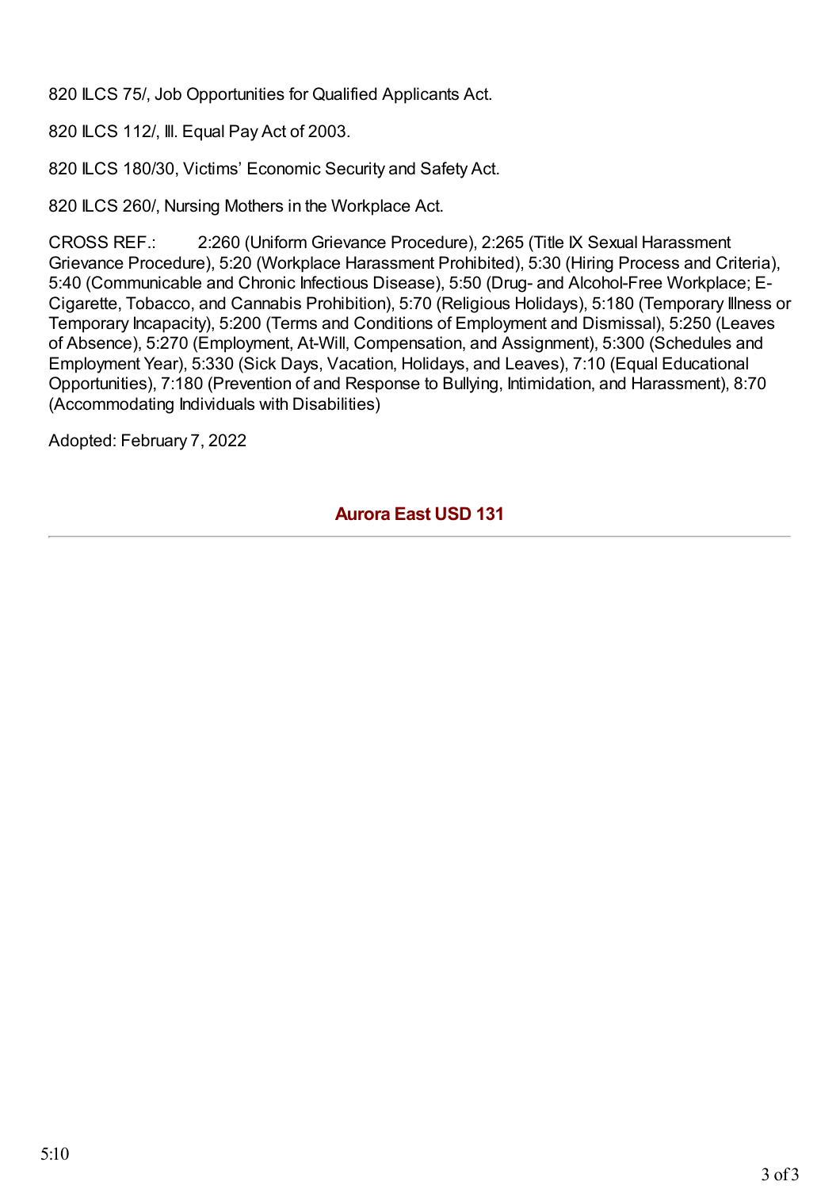820 ILCS 75/, Job Opportunities for Qualified Applicants Act.

820 ILCS 112/, Ill. Equal Pay Act of 2003.

820 ILCS 180/30, Victims' Economic Security and Safety Act.

820 ILCS 260/, Nursing Mothers in the Workplace Act.

CROSS REF.: 2:260 (Uniform Grievance Procedure), 2:265 (Title IX Sexual Harassment Grievance Procedure), 5:20 (Workplace Harassment Prohibited), 5:30 (Hiring Process and Criteria), 5:40 (Communicable and Chronic Infectious Disease), 5:50 (Drug- and Alcohol-Free Workplace; E-Cigarette, Tobacco, and Cannabis Prohibition), 5:70 (Religious Holidays), 5:180 (Temporary Illness or Temporary Incapacity), 5:200 (Terms and Conditions of Employment and Dismissal), 5:250 (Leaves of Absence), 5:270 (Employment, At-Will, Compensation, and Assignment), 5:300 (Schedules and Employment Year), 5:330 (Sick Days, Vacation, Holidays, and Leaves), 7:10 (Equal Educational Opportunities), 7:180 (Prevention of and Response to Bullying, Intimidation, and Harassment), 8:70 (Accommodating Individuals with Disabilities)

Adopted: February 7, 2022

**Aurora East USD 131**

---